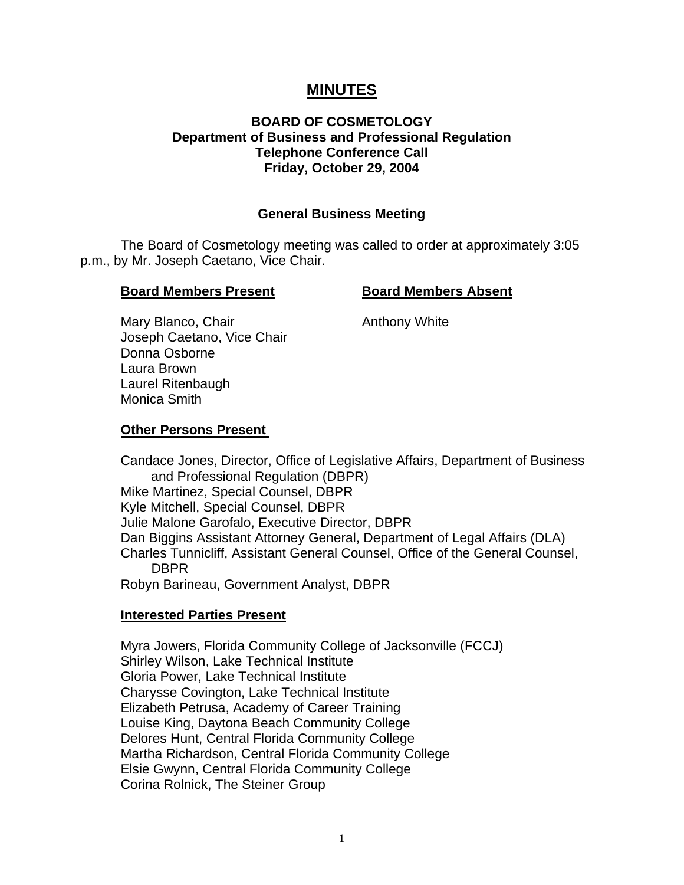# MINUTES

**BOARD OF COSMETOLOGY**
**Department of Business and Professional Regulation**
**Telephone Conference Call**
**Friday, October 29, 2004**

## General Business Meeting

The Board of Cosmetology meeting was called to order at approximately 3:05 p.m., by Mr. Joseph Caetano, Vice Chair.

| **Board Members Present** | **Board Members Absent** |
|---|---|
| Mary Blanco, Chair | Anthony White |
| Joseph Caetano, Vice Chair | |
| Donna Osborne | |
| Laura Brown | |
| Laurel Ritenbaugh | |
| Monica Smith | |

**Other Persons Present**

Candace Jones, Director, Office of Legislative Affairs, Department of Business and Professional Regulation (DBPR)
Mike Martinez, Special Counsel, DBPR
Kyle Mitchell, Special Counsel, DBPR
Julie Malone Garofalo, Executive Director, DBPR
Dan Biggins Assistant Attorney General, Department of Legal Affairs (DLA)
Charles Tunnicliff, Assistant General Counsel, Office of the General Counsel, DBPR
Robyn Barineau, Government Analyst, DBPR

**Interested Parties Present**

Myra Jowers, Florida Community College of Jacksonville (FCCJ)
Shirley Wilson, Lake Technical Institute
Gloria Power, Lake Technical Institute
Charysse Covington, Lake Technical Institute
Elizabeth Petrusa, Academy of Career Training
Louise King, Daytona Beach Community College
Delores Hunt, Central Florida Community College
Martha Richardson, Central Florida Community College
Elsie Gwynn, Central Florida Community College
Corina Rolnick, The Steiner Group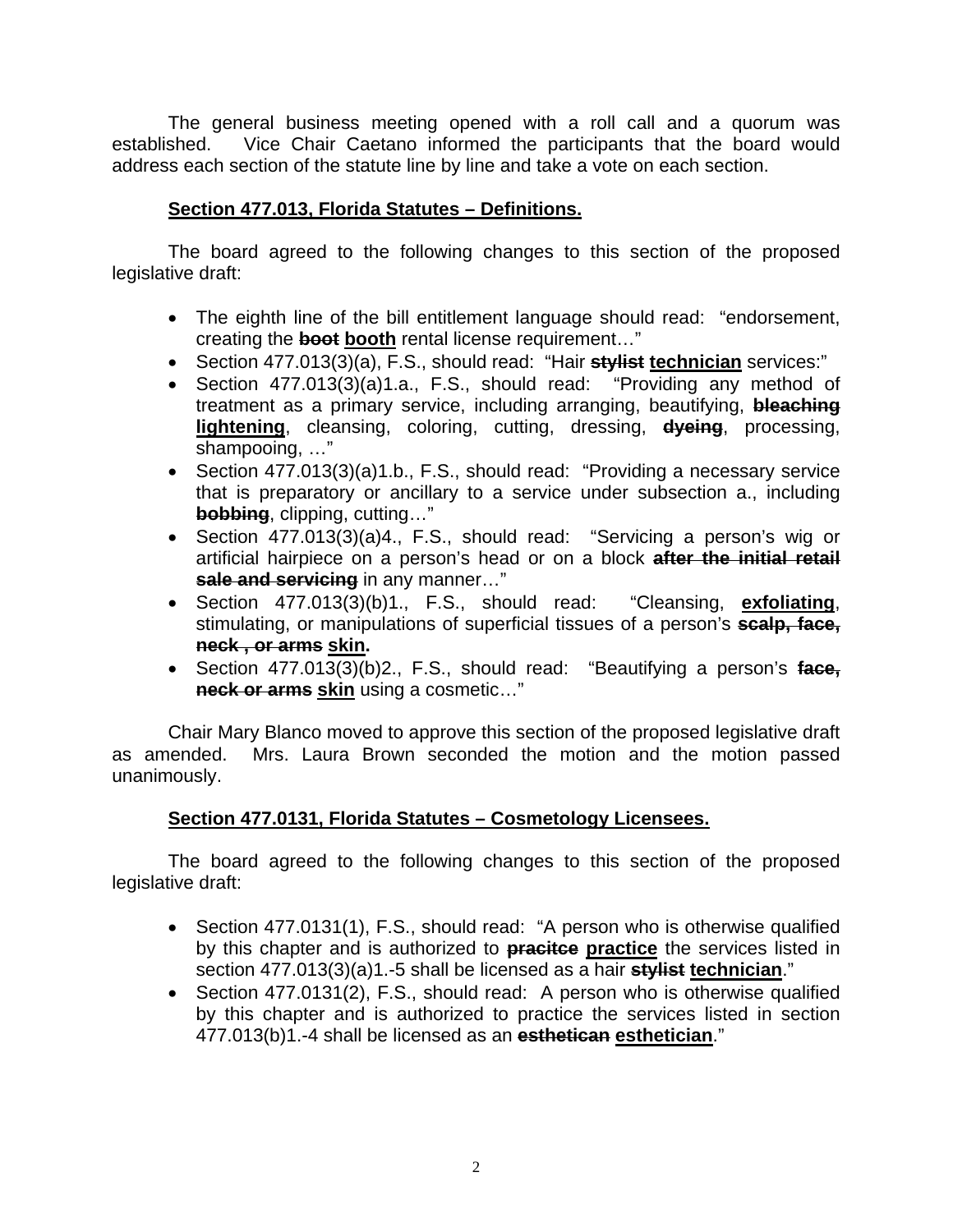The general business meeting opened with a roll call and a quorum was established. Vice Chair Caetano informed the participants that the board would address each section of the statute line by line and take a vote on each section.

**Section 477.013, Florida Statutes – Definitions.**

The board agreed to the following changes to this section of the proposed legislative draft:

- The eighth line of the bill entitlement language should read: "endorsement, creating the ~~**boot**~~ **booth** rental license requirement…"
- Section 477.013(3)(a), F.S., should read: "Hair ~~**stylist**~~ **technician** services:"
- Section 477.013(3)(a)1.a., F.S., should read: "Providing any method of treatment as a primary service, including arranging, beautifying, ~~**bleaching**~~ **lightening**, cleansing, coloring, cutting, dressing, ~~**dyeing**~~, processing, shampooing, …"
- Section 477.013(3)(a)1.b., F.S., should read: "Providing a necessary service that is preparatory or ancillary to a service under subsection a., including ~~**bobbing**~~, clipping, cutting…"
- Section 477.013(3)(a)4., F.S., should read: "Servicing a person's wig or artificial hairpiece on a person's head or on a block ~~**after the initial retail sale and servicing**~~ in any manner…"
- Section 477.013(3)(b)1., F.S., should read: "Cleansing, **exfoliating**, stimulating, or manipulations of superficial tissues of a person's ~~**scalp, face, neck , or arms**~~ **skin.**
- Section 477.013(3)(b)2., F.S., should read: "Beautifying a person's ~~**face, neck or arms**~~ **skin** using a cosmetic…"

Chair Mary Blanco moved to approve this section of the proposed legislative draft as amended. Mrs. Laura Brown seconded the motion and the motion passed unanimously.

**Section 477.0131, Florida Statutes – Cosmetology Licensees.**

The board agreed to the following changes to this section of the proposed legislative draft:

- Section 477.0131(1), F.S., should read: "A person who is otherwise qualified by this chapter and is authorized to ~~**pracitce**~~ **practice** the services listed in section 477.013(3)(a)1.-5 shall be licensed as a hair ~~**stylist**~~ **technician**."
- Section 477.0131(2), F.S., should read: A person who is otherwise qualified by this chapter and is authorized to practice the services listed in section 477.013(b)1.-4 shall be licensed as an ~~**esthetican**~~ **esthetician**."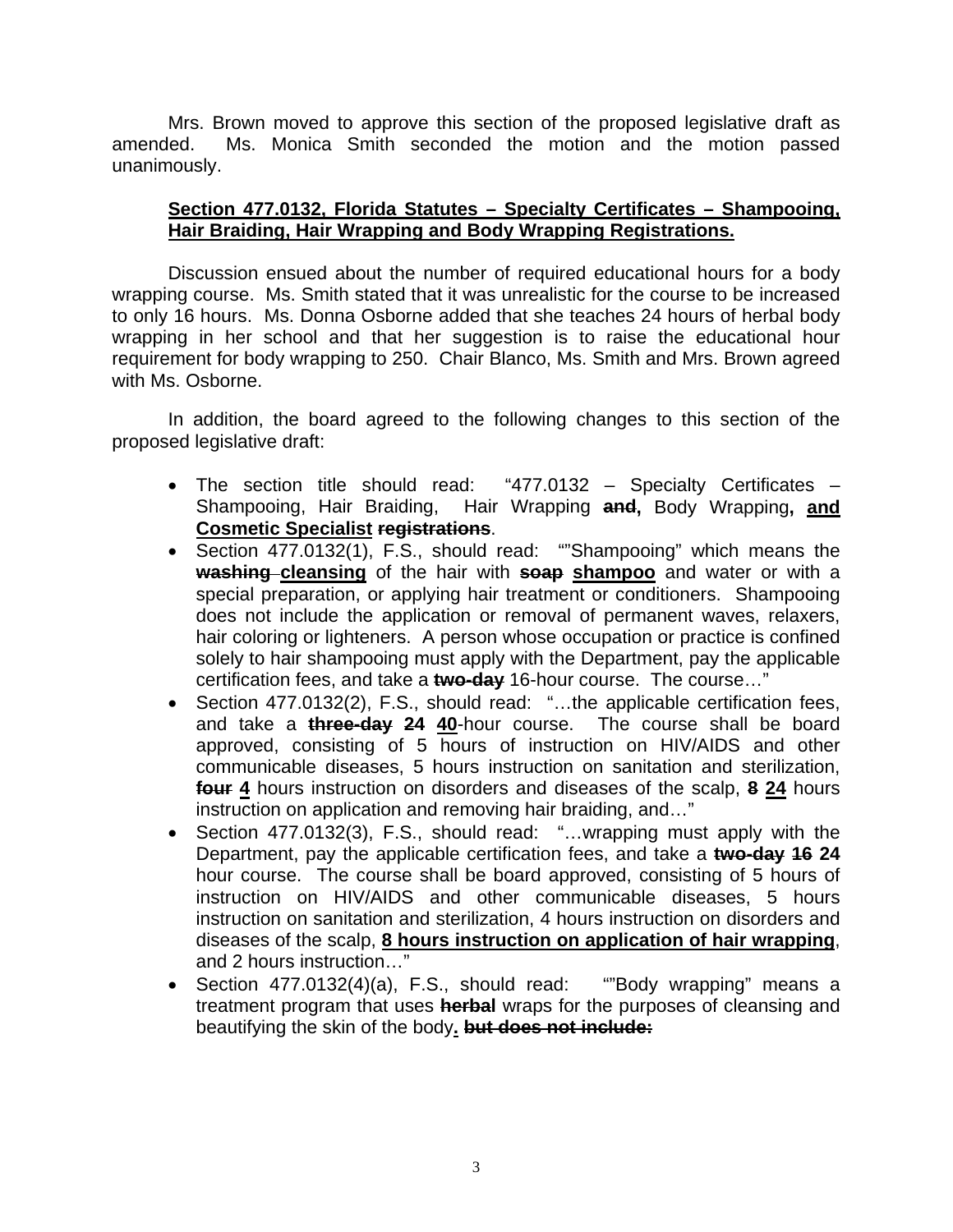Mrs. Brown moved to approve this section of the proposed legislative draft as amended. Ms. Monica Smith seconded the motion and the motion passed unanimously.

**Section 477.0132, Florida Statutes – Specialty Certificates – Shampooing, Hair Braiding, Hair Wrapping and Body Wrapping Registrations.**

Discussion ensued about the number of required educational hours for a body wrapping course. Ms. Smith stated that it was unrealistic for the course to be increased to only 16 hours. Ms. Donna Osborne added that she teaches 24 hours of herbal body wrapping in her school and that her suggestion is to raise the educational hour requirement for body wrapping to 250. Chair Blanco, Ms. Smith and Mrs. Brown agreed with Ms. Osborne.

In addition, the board agreed to the following changes to this section of the proposed legislative draft:

- The section title should read: "477.0132 – Specialty Certificates – Shampooing, Hair Braiding, Hair Wrapping ~~and~~**,** Body Wrapping**, and Cosmetic Specialist** ~~registrations~~.
- Section 477.0132(1), F.S., should read: ""Shampooing" which means the ~~washing~~ **cleansing** of the hair with ~~soap~~ **shampoo** and water or with a special preparation, or applying hair treatment or conditioners. Shampooing does not include the application or removal of permanent waves, relaxers, hair coloring or lighteners. A person whose occupation or practice is confined solely to hair shampooing must apply with the Department, pay the applicable certification fees, and take a ~~two-day~~ 16-hour course. The course…"
- Section 477.0132(2), F.S., should read: "…the applicable certification fees, and take a ~~three-day~~ ~~24~~ **40**-hour course. The course shall be board approved, consisting of 5 hours of instruction on HIV/AIDS and other communicable diseases, 5 hours instruction on sanitation and sterilization, ~~four~~ **4** hours instruction on disorders and diseases of the scalp, ~~8~~ **24** hours instruction on application and removing hair braiding, and…"
- Section 477.0132(3), F.S., should read: "…wrapping must apply with the Department, pay the applicable certification fees, and take a ~~two-day~~ ~~16~~ **24** hour course. The course shall be board approved, consisting of 5 hours of instruction on HIV/AIDS and other communicable diseases, 5 hours instruction on sanitation and sterilization, 4 hours instruction on disorders and diseases of the scalp, **8 hours instruction on application of hair wrapping**, and 2 hours instruction…"
- Section 477.0132(4)(a), F.S., should read: ""Body wrapping" means a treatment program that uses ~~herbal~~ wraps for the purposes of cleansing and beautifying the skin of the body**.** ~~but does not include:~~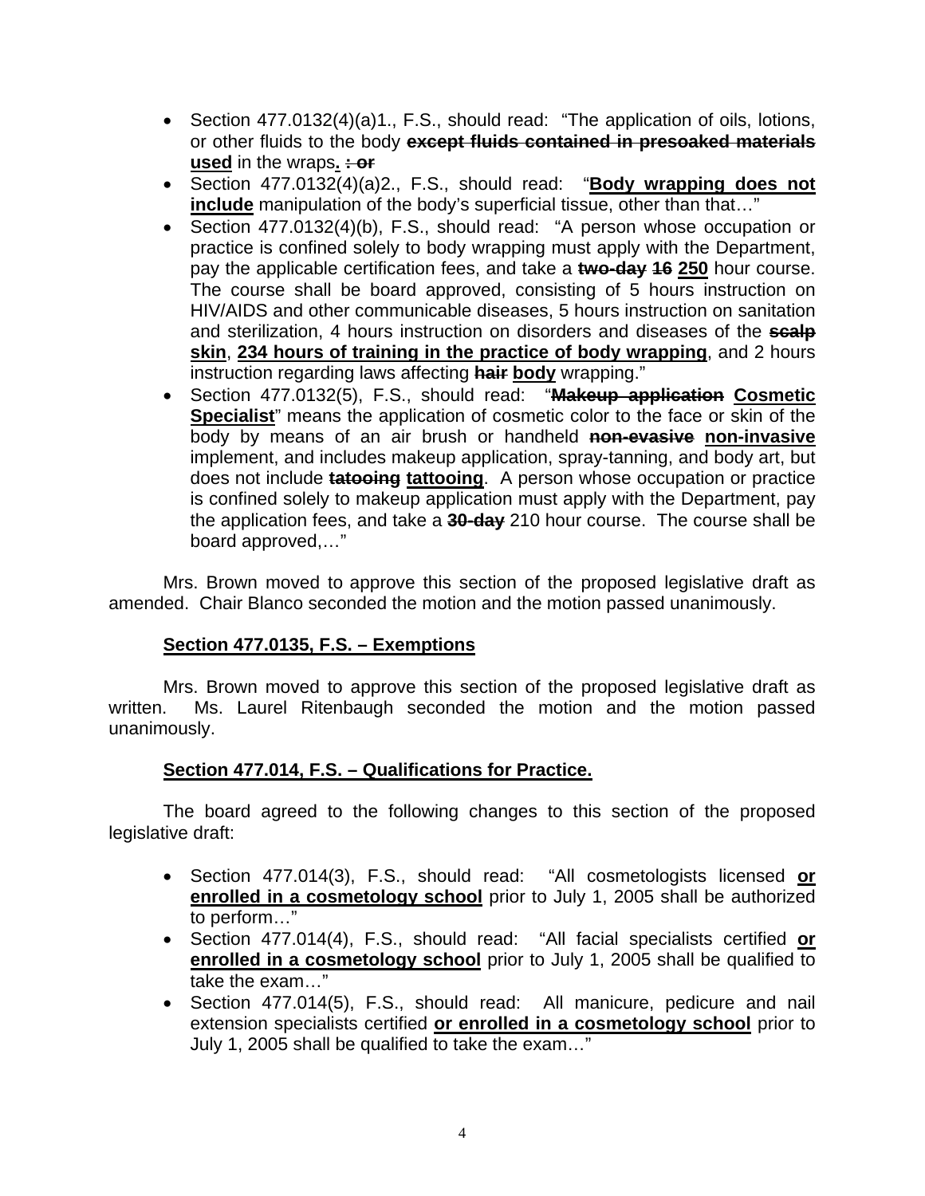- Section 477.0132(4)(a)1., F.S., should read: "The application of oils, lotions, or other fluids to the body ~~**except fluids contained in presoaked materials**~~ **<u>used</u>** in the wraps**<u>.</u>** ~~**; or**~~
- Section 477.0132(4)(a)2., F.S., should read: "**<u>Body wrapping does not include</u>** manipulation of the body's superficial tissue, other than that…"
- Section 477.0132(4)(b), F.S., should read: "A person whose occupation or practice is confined solely to body wrapping must apply with the Department, pay the applicable certification fees, and take a ~~**two-day**~~ ~~**16**~~ **<u>250</u>** hour course. The course shall be board approved, consisting of 5 hours instruction on HIV/AIDS and other communicable diseases, 5 hours instruction on sanitation and sterilization, 4 hours instruction on disorders and diseases of the ~~**scalp**~~ **<u>skin</u>**, **<u>234 hours of training in the practice of body wrapping</u>**, and 2 hours instruction regarding laws affecting ~~**hair**~~ **<u>body</u>** wrapping."
- Section 477.0132(5), F.S., should read: "~~**Makeup application**~~ **<u>Cosmetic Specialist</u>**" means the application of cosmetic color to the face or skin of the body by means of an air brush or handheld ~~**non-evasive**~~ **<u>non-invasive</u>** implement, and includes makeup application, spray-tanning, and body art, but does not include ~~**tatooing**~~ **<u>tattooing</u>**. A person whose occupation or practice is confined solely to makeup application must apply with the Department, pay the application fees, and take a ~~**30-day**~~ 210 hour course. The course shall be board approved,…"

Mrs. Brown moved to approve this section of the proposed legislative draft as amended. Chair Blanco seconded the motion and the motion passed unanimously.

### <u>Section 477.0135, F.S. – Exemptions</u>

Mrs. Brown moved to approve this section of the proposed legislative draft as written. Ms. Laurel Ritenbaugh seconded the motion and the motion passed unanimously.

### <u>Section 477.014, F.S. – Qualifications for Practice.</u>

The board agreed to the following changes to this section of the proposed legislative draft:

- Section 477.014(3), F.S., should read: "All cosmetologists licensed **<u>or enrolled in a cosmetology school</u>** prior to July 1, 2005 shall be authorized to perform…"
- Section 477.014(4), F.S., should read: "All facial specialists certified **<u>or enrolled in a cosmetology school</u>** prior to July 1, 2005 shall be qualified to take the exam…"
- Section 477.014(5), F.S., should read: All manicure, pedicure and nail extension specialists certified **<u>or enrolled in a cosmetology school</u>** prior to July 1, 2005 shall be qualified to take the exam…"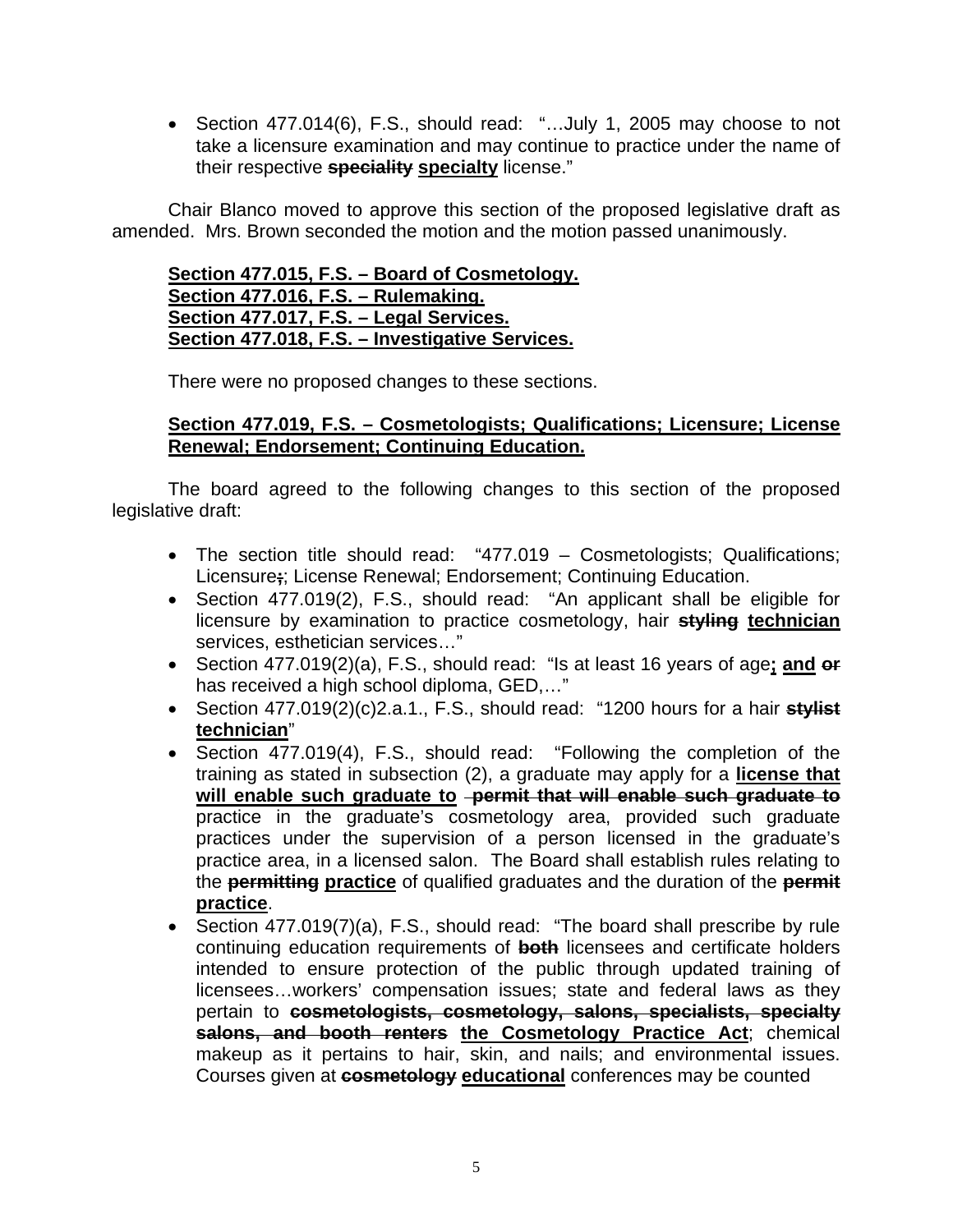- Section 477.014(6), F.S., should read: "…July 1, 2005 may choose to not take a licensure examination and may continue to practice under the name of their respective ~~speciality~~ **specialty** license."

Chair Blanco moved to approve this section of the proposed legislative draft as amended. Mrs. Brown seconded the motion and the motion passed unanimously.

**Section 477.015, F.S. – Board of Cosmetology.**
**Section 477.016, F.S. – Rulemaking.**
**Section 477.017, F.S. – Legal Services.**
**Section 477.018, F.S. – Investigative Services.**

There were no proposed changes to these sections.

**Section 477.019, F.S. – Cosmetologists; Qualifications; Licensure; License Renewal; Endorsement; Continuing Education.**

The board agreed to the following changes to this section of the proposed legislative draft:

- The section title should read: "477.019 – Cosmetologists; Qualifications; Licensure~~;~~; License Renewal; Endorsement; Continuing Education.
- Section 477.019(2), F.S., should read: "An applicant shall be eligible for licensure by examination to practice cosmetology, hair ~~styling~~ **technician** services, esthetician services…"
- Section 477.019(2)(a), F.S., should read: "Is at least 16 years of age**; and** ~~or~~ has received a high school diploma, GED,…"
- Section 477.019(2)(c)2.a.1., F.S., should read: "1200 hours for a hair ~~stylist~~ **technician**"
- Section 477.019(4), F.S., should read: "Following the completion of the training as stated in subsection (2), a graduate may apply for a **license that will enable such graduate to** ~~permit that will enable such graduate to~~ practice in the graduate's cosmetology area, provided such graduate practices under the supervision of a person licensed in the graduate's practice area, in a licensed salon. The Board shall establish rules relating to the ~~permitting~~ **practice** of qualified graduates and the duration of the ~~permit~~ **practice**.
- Section 477.019(7)(a), F.S., should read: "The board shall prescribe by rule continuing education requirements of ~~both~~ licensees and certificate holders intended to ensure protection of the public through updated training of licensees…workers' compensation issues; state and federal laws as they pertain to ~~cosmetologists, cosmetology, salons, specialists, specialty salons, and booth renters~~ **the Cosmetology Practice Act**; chemical makeup as it pertains to hair, skin, and nails; and environmental issues. Courses given at ~~cosmetology~~ **educational** conferences may be counted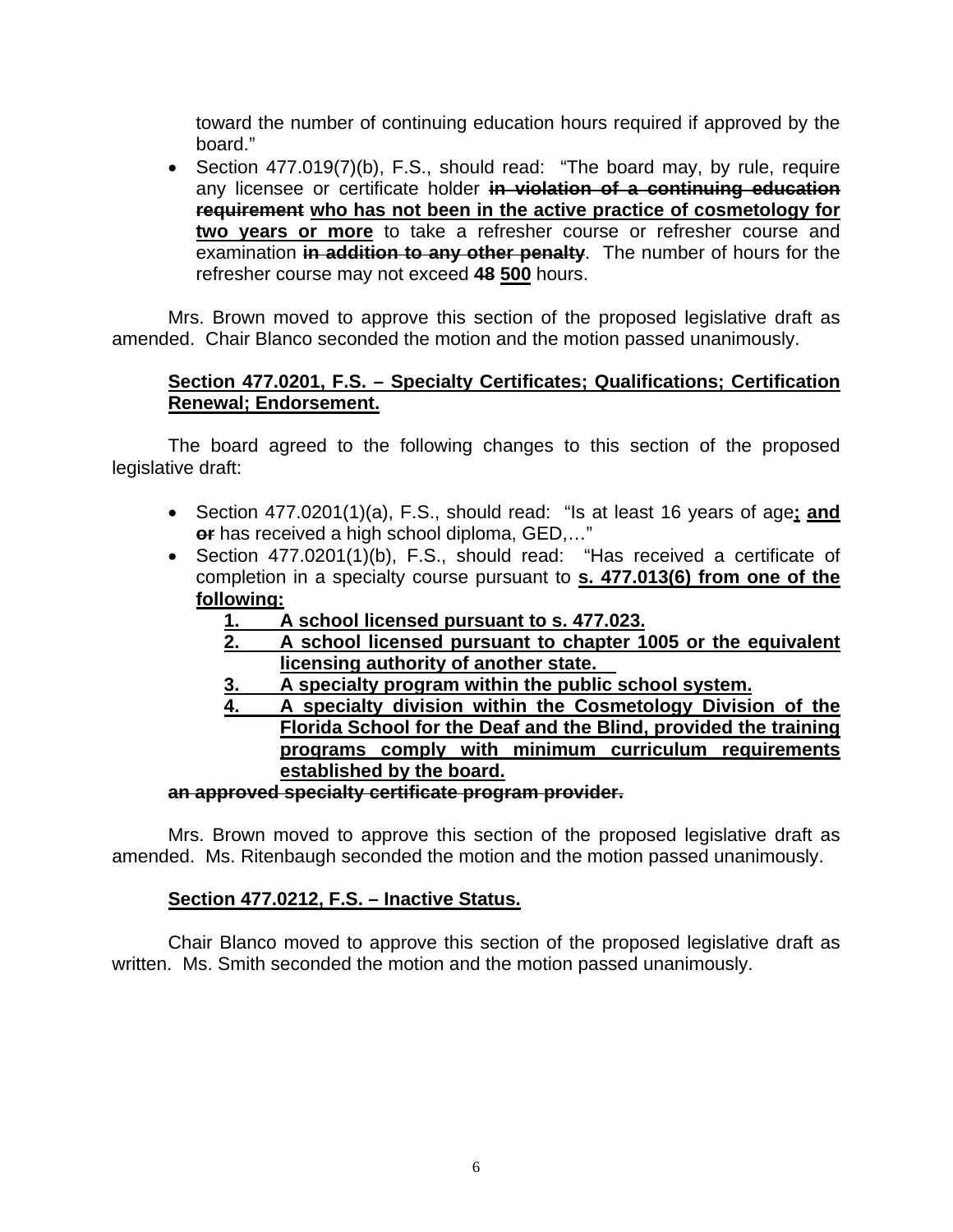toward the number of continuing education hours required if approved by the board."

- Section 477.019(7)(b), F.S., should read: "The board may, by rule, require any licensee or certificate holder ~~**in violation of a continuing education requirement**~~ <u>**who has not been in the active practice of cosmetology for two years or more**</u> to take a refresher course or refresher course and examination ~~**in addition to any other penalty**~~. The number of hours for the refresher course may not exceed ~~**48**~~ <u>**500**</u> hours.

Mrs. Brown moved to approve this section of the proposed legislative draft as amended. Chair Blanco seconded the motion and the motion passed unanimously.

<u>**Section 477.0201, F.S. – Specialty Certificates; Qualifications; Certification Renewal; Endorsement.**</u>

The board agreed to the following changes to this section of the proposed legislative draft:

- Section 477.0201(1)(a), F.S., should read: "Is at least 16 years of age<u>**; and**</u> ~~**or**~~ has received a high school diploma, GED,…"
- Section 477.0201(1)(b), F.S., should read: "Has received a certificate of completion in a specialty course pursuant to <u>**s. 477.013(6) from one of the following:**</u>
  1. <u>**A school licensed pursuant to s. 477.023.**</u>
  2. <u>**A school licensed pursuant to chapter 1005 or the equivalent licensing authority of another state.**</u>
  3. <u>**A specialty program within the public school system.**</u>
  4. <u>**A specialty division within the Cosmetology Division of the Florida School for the Deaf and the Blind, provided the training programs comply with minimum curriculum requirements established by the board.**</u>

  ~~**an approved specialty certificate program provider.**~~

Mrs. Brown moved to approve this section of the proposed legislative draft as amended. Ms. Ritenbaugh seconded the motion and the motion passed unanimously.

<u>**Section 477.0212, F.S. – Inactive Status.**</u>

Chair Blanco moved to approve this section of the proposed legislative draft as written. Ms. Smith seconded the motion and the motion passed unanimously.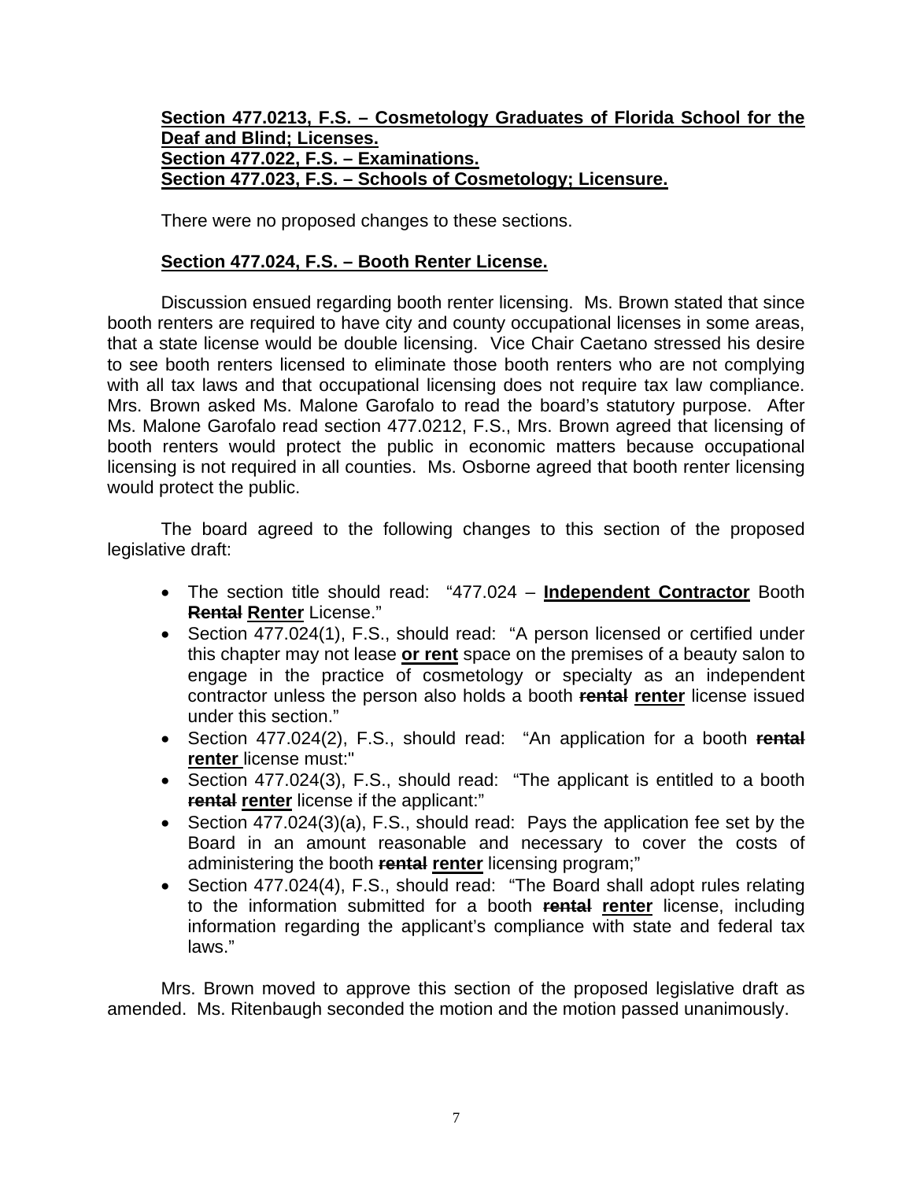**Section 477.0213, F.S. – Cosmetology Graduates of Florida School for the Deaf and Blind; Licenses.**
**Section 477.022, F.S. – Examinations.**
**Section 477.023, F.S. – Schools of Cosmetology; Licensure.**

There were no proposed changes to these sections.

**Section 477.024, F.S. – Booth Renter License.**

Discussion ensued regarding booth renter licensing. Ms. Brown stated that since booth renters are required to have city and county occupational licenses in some areas, that a state license would be double licensing. Vice Chair Caetano stressed his desire to see booth renters licensed to eliminate those booth renters who are not complying with all tax laws and that occupational licensing does not require tax law compliance. Mrs. Brown asked Ms. Malone Garofalo to read the board's statutory purpose. After Ms. Malone Garofalo read section 477.0212, F.S., Mrs. Brown agreed that licensing of booth renters would protect the public in economic matters because occupational licensing is not required in all counties. Ms. Osborne agreed that booth renter licensing would protect the public.

The board agreed to the following changes to this section of the proposed legislative draft:

- The section title should read: "477.024 – **Independent Contractor** Booth ~~**Rental**~~ **Renter** License."
- Section 477.024(1), F.S., should read: "A person licensed or certified under this chapter may not lease **or rent** space on the premises of a beauty salon to engage in the practice of cosmetology or specialty as an independent contractor unless the person also holds a booth ~~**rental**~~ **renter** license issued under this section."
- Section 477.024(2), F.S., should read: "An application for a booth ~~**rental**~~ **renter** license must:"
- Section 477.024(3), F.S., should read: "The applicant is entitled to a booth ~~**rental**~~ **renter** license if the applicant:"
- Section 477.024(3)(a), F.S., should read: Pays the application fee set by the Board in an amount reasonable and necessary to cover the costs of administering the booth ~~**rental**~~ **renter** licensing program;"
- Section 477.024(4), F.S., should read: "The Board shall adopt rules relating to the information submitted for a booth ~~**rental**~~ **renter** license, including information regarding the applicant's compliance with state and federal tax laws."

Mrs. Brown moved to approve this section of the proposed legislative draft as amended. Ms. Ritenbaugh seconded the motion and the motion passed unanimously.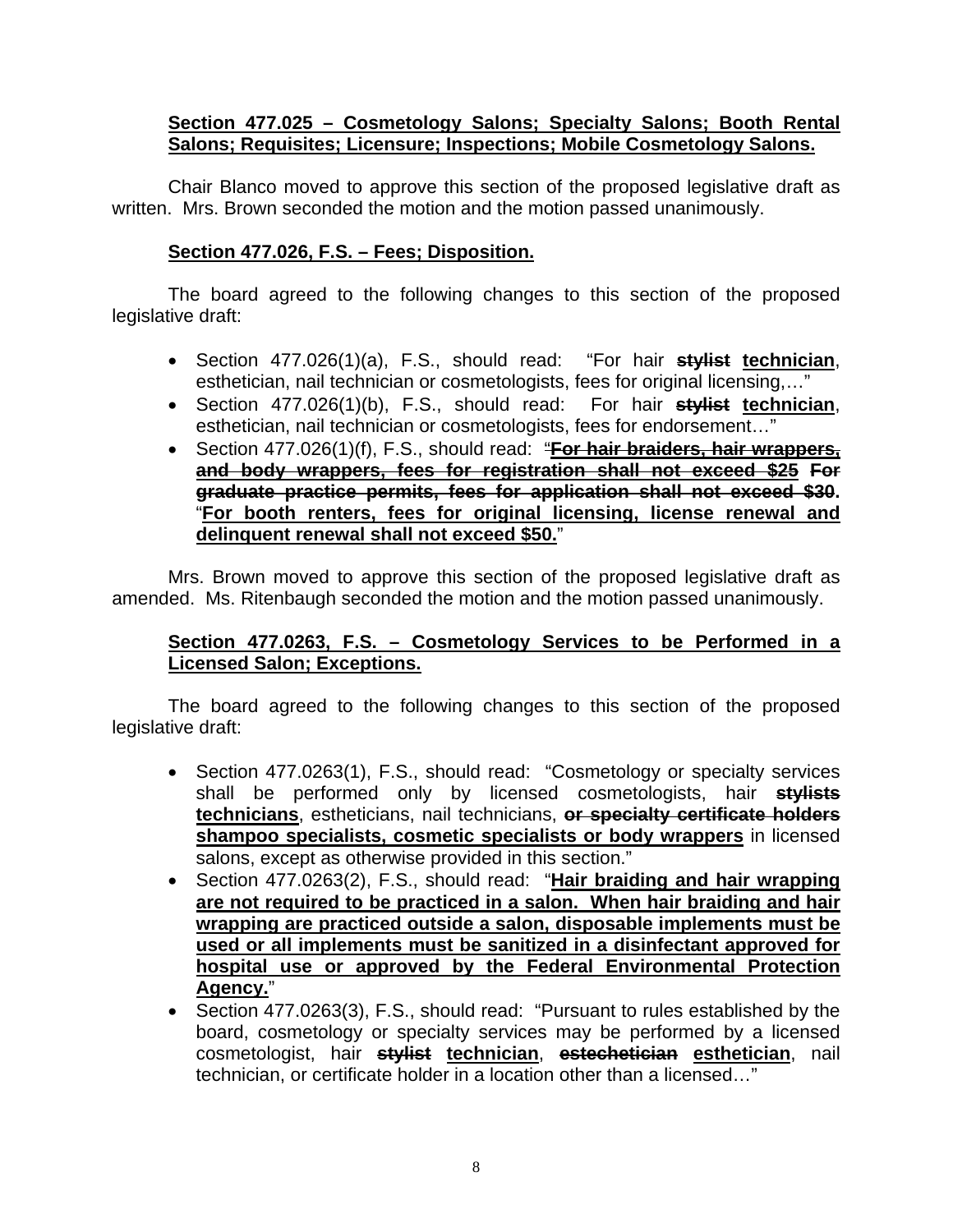**Section 477.025 – Cosmetology Salons; Specialty Salons; Booth Rental Salons; Requisites; Licensure; Inspections; Mobile Cosmetology Salons.**

Chair Blanco moved to approve this section of the proposed legislative draft as written. Mrs. Brown seconded the motion and the motion passed unanimously.

**Section 477.026, F.S. – Fees; Disposition.**

The board agreed to the following changes to this section of the proposed legislative draft:

- Section 477.026(1)(a), F.S., should read: "For hair ~~**stylist**~~ **technician**, esthetician, nail technician or cosmetologists, fees for original licensing,…"
- Section 477.026(1)(b), F.S., should read: For hair ~~**stylist**~~ **technician**, esthetician, nail technician or cosmetologists, fees for endorsement…"
- Section 477.026(1)(f), F.S., should read: "~~**For hair braiders, hair wrappers, and body wrappers, fees for registration shall not exceed $25**~~ ~~**For graduate practice permits, fees for application shall not exceed $30**~~. "**For booth renters, fees for original licensing, license renewal and delinquent renewal shall not exceed $50.**"

Mrs. Brown moved to approve this section of the proposed legislative draft as amended. Ms. Ritenbaugh seconded the motion and the motion passed unanimously.

**Section 477.0263, F.S. – Cosmetology Services to be Performed in a Licensed Salon; Exceptions.**

The board agreed to the following changes to this section of the proposed legislative draft:

- Section 477.0263(1), F.S., should read: "Cosmetology or specialty services shall be performed only by licensed cosmetologists, hair ~~**stylists**~~ **technicians**, estheticians, nail technicians, ~~**or specialty certificate holders**~~ **shampoo specialists, cosmetic specialists or body wrappers** in licensed salons, except as otherwise provided in this section."
- Section 477.0263(2), F.S., should read: "**Hair braiding and hair wrapping are not required to be practiced in a salon. When hair braiding and hair wrapping are practiced outside a salon, disposable implements must be used or all implements must be sanitized in a disinfectant approved for hospital use or approved by the Federal Environmental Protection Agency.**"
- Section 477.0263(3), F.S., should read: "Pursuant to rules established by the board, cosmetology or specialty services may be performed by a licensed cosmetologist, hair ~~**stylist**~~ **technician**, ~~**estecheticïan**~~ **esthetician**, nail technician, or certificate holder in a location other than a licensed…"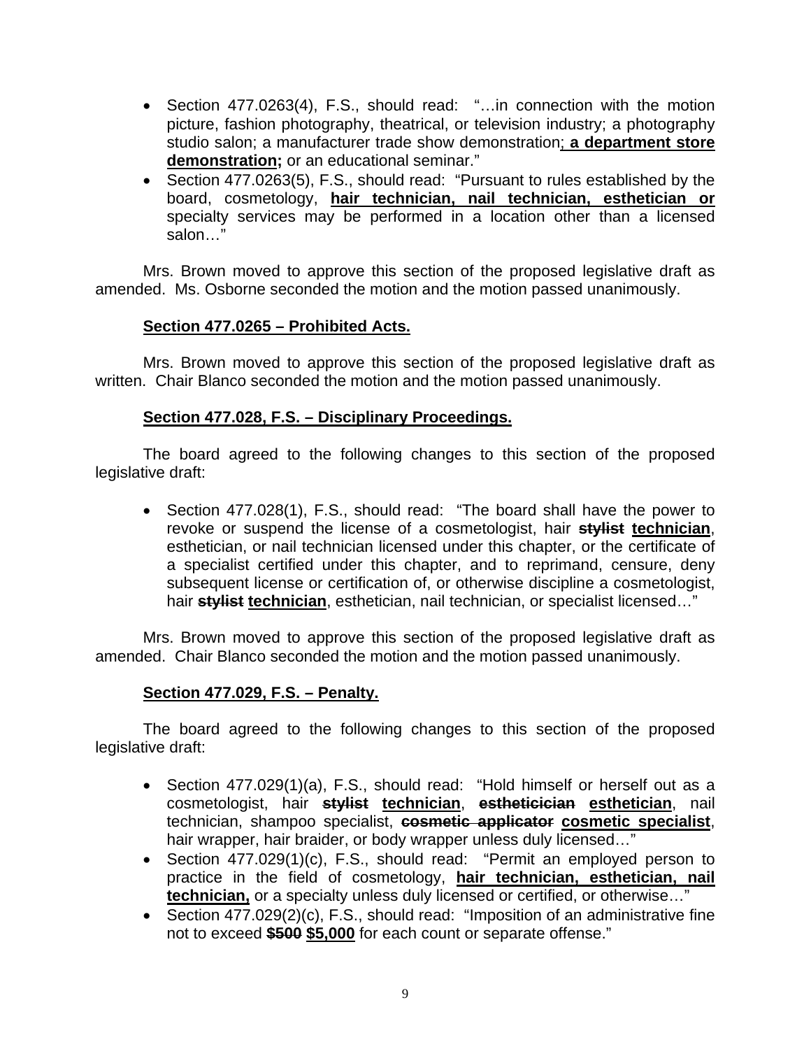- Section 477.0263(4), F.S., should read: "…in connection with the motion picture, fashion photography, theatrical, or television industry; a photography studio salon; a manufacturer trade show demonstration; **a department store demonstration;** or an educational seminar."
- Section 477.0263(5), F.S., should read: "Pursuant to rules established by the board, cosmetology, **hair technician, nail technician, esthetician or** specialty services may be performed in a location other than a licensed salon…"

Mrs. Brown moved to approve this section of the proposed legislative draft as amended. Ms. Osborne seconded the motion and the motion passed unanimously.

**Section 477.0265 – Prohibited Acts.**

Mrs. Brown moved to approve this section of the proposed legislative draft as written. Chair Blanco seconded the motion and the motion passed unanimously.

**Section 477.028, F.S. – Disciplinary Proceedings.**

The board agreed to the following changes to this section of the proposed legislative draft:

- Section 477.028(1), F.S., should read: "The board shall have the power to revoke or suspend the license of a cosmetologist, hair ~~**stylist**~~ **technician**, esthetician, or nail technician licensed under this chapter, or the certificate of a specialist certified under this chapter, and to reprimand, censure, deny subsequent license or certification of, or otherwise discipline a cosmetologist, hair ~~**stylist**~~ **technician**, esthetician, nail technician, or specialist licensed…"

Mrs. Brown moved to approve this section of the proposed legislative draft as amended. Chair Blanco seconded the motion and the motion passed unanimously.

**Section 477.029, F.S. – Penalty.**

The board agreed to the following changes to this section of the proposed legislative draft:

- Section 477.029(1)(a), F.S., should read: "Hold himself or herself out as a cosmetologist, hair ~~**stylist**~~ **technician**, ~~**estheticician**~~ **esthetician**, nail technician, shampoo specialist, ~~**cosmetic applicator**~~ **cosmetic specialist**, hair wrapper, hair braider, or body wrapper unless duly licensed…"
- Section 477.029(1)(c), F.S., should read: "Permit an employed person to practice in the field of cosmetology, **hair technician, esthetician, nail technician,** or a specialty unless duly licensed or certified, or otherwise…"
- Section 477.029(2)(c), F.S., should read: "Imposition of an administrative fine not to exceed ~~**$500**~~ **$5,000** for each count or separate offense."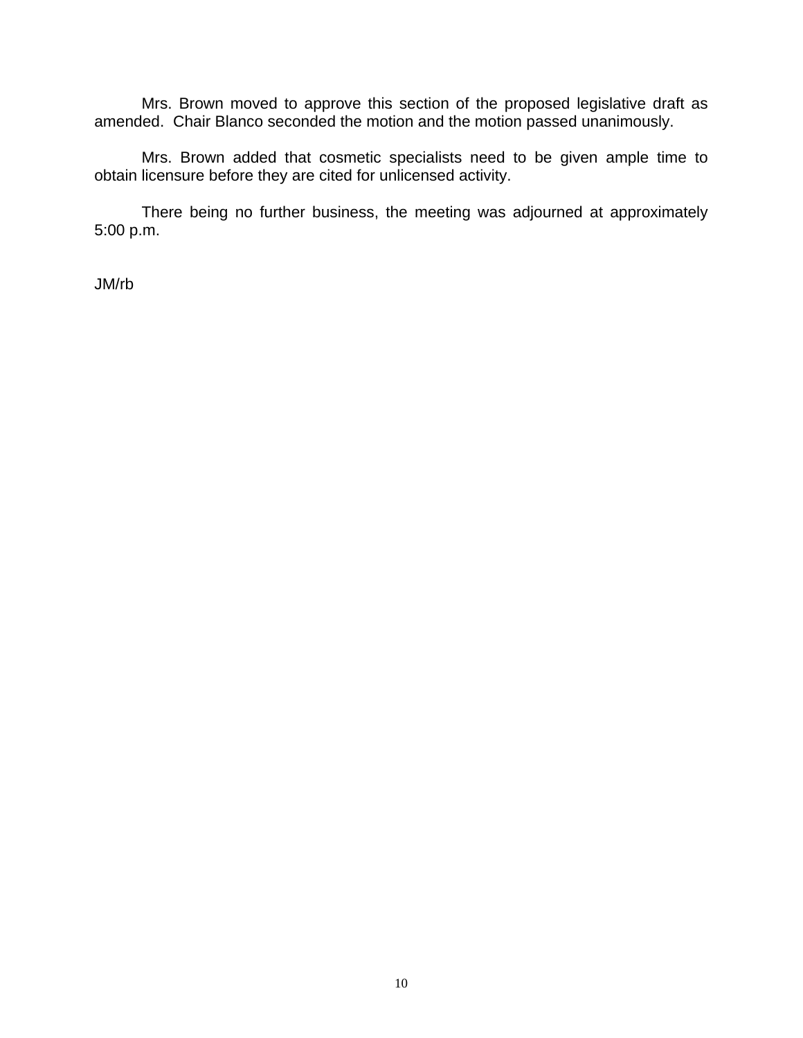Mrs. Brown moved to approve this section of the proposed legislative draft as amended. Chair Blanco seconded the motion and the motion passed unanimously.

Mrs. Brown added that cosmetic specialists need to be given ample time to obtain licensure before they are cited for unlicensed activity.

There being no further business, the meeting was adjourned at approximately 5:00 p.m.

JM/rb